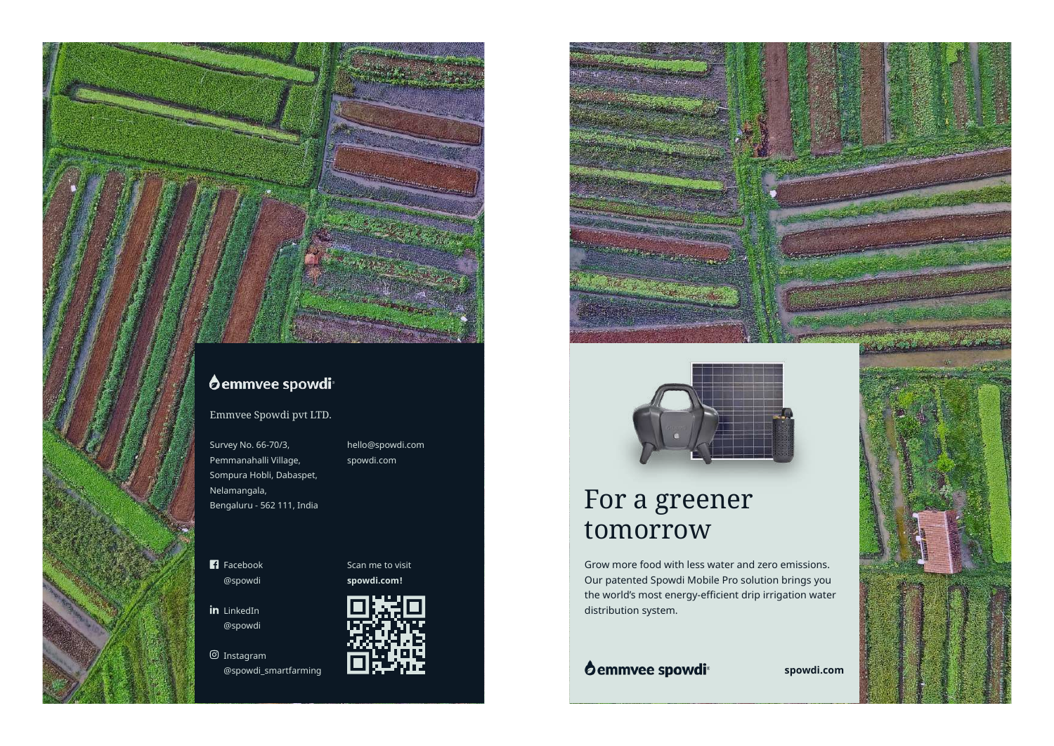emmvee spowdi

Emmvee Spowdi pvt LTD.

Survey No. 66-70/3,
Pemmanahalli Village,
Sompura Hobli, Dabaspet,
Nelamangala,
Bengaluru - 562 111, India

hello@spowdi.com
spowdi.com

Facebook
@spowdi

LinkedIn
@spowdi

Instagram
@spowdi_smartfarming

Scan me to visit **spowdi.com!**

# For a greener tomorrow

Grow more food with less water and zero emissions. Our patented Spowdi Mobile Pro solution brings you the world's most energy-efficient drip irrigation water distribution system.

emmvee spowdi

**spowdi.com**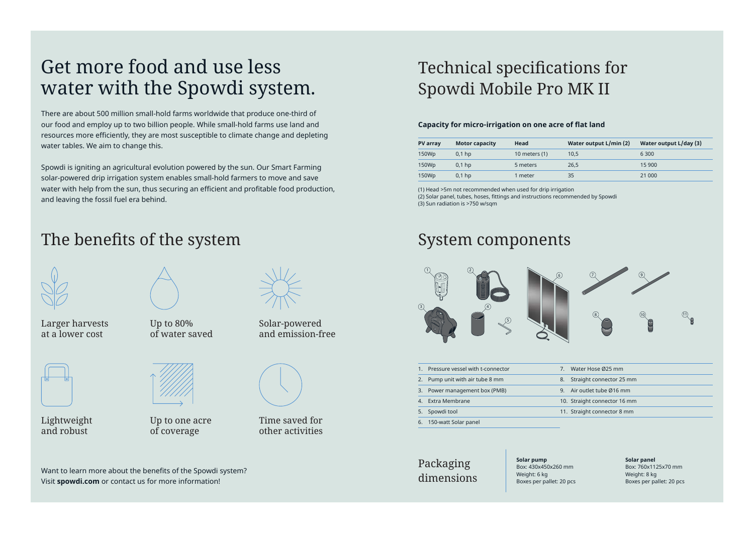# Get more food and use less water with the Spowdi system.

There are about 500 million small-hold farms worldwide that produce one-third of our food and employ up to two billion people. While small-hold farms use land and resources more efficiently, they are most susceptible to climate change and depleting water tables. We aim to change this.

Spowdi is igniting an agricultural evolution powered by the sun. Our Smart Farming solar-powered drip irrigation system enables small-hold farmers to move and save water with help from the sun, thus securing an efficient and profitable food production, and leaving the fossil fuel era behind.

## The benefits of the system

Larger harvests at a lower cost

Up to 80% of water saved

Solar-powered and emission-free

Lightweight and robust

Up to one acre of coverage

Time saved for other activities

Want to learn more about the benefits of the Spowdi system? Visit **spowdi.com** or contact us for more information!

# Technical specifications for Spowdi Mobile Pro MK II

**Capacity for micro-irrigation on one acre of flat land**

| PV array | Motor capacity | Head | Water output L/min (2) | Water output L/day (3) |
|---|---|---|---|---|
| 150Wp | 0,1 hp | 10 meters (1) | 10,5 | 6 300 |
| 150Wp | 0,1 hp | 5 meters | 26,5 | 15 900 |
| 150Wp | 0,1 hp | 1 meter | 35 | 21 000 |

(1) Head >5m not recommended when used for drip irrigation
(2) Solar panel, tubes, hoses, fittings and instructions recommended by Spowdi
(3) Sun radiation is >750 w/sqm

## System components

1. Pressure vessel with t-connector
2. Pump unit with air tube 8 mm
3. Power management box (PMB)
4. Extra Membrane
5. Spowdi tool
6. 150-watt Solar panel
7. Water Hose Ø25 mm
8. Straight connector 25 mm
9. Air outlet tube Ø16 mm
10. Straight connector 16 mm
11. Straight connector 8 mm

## Packaging dimensions

**Solar pump**
Box: 430x450x260 mm
Weight: 6 kg
Boxes per pallet: 20 pcs

**Solar panel**
Box: 760x1125x70 mm
Weight: 8 kg
Boxes per pallet: 20 pcs